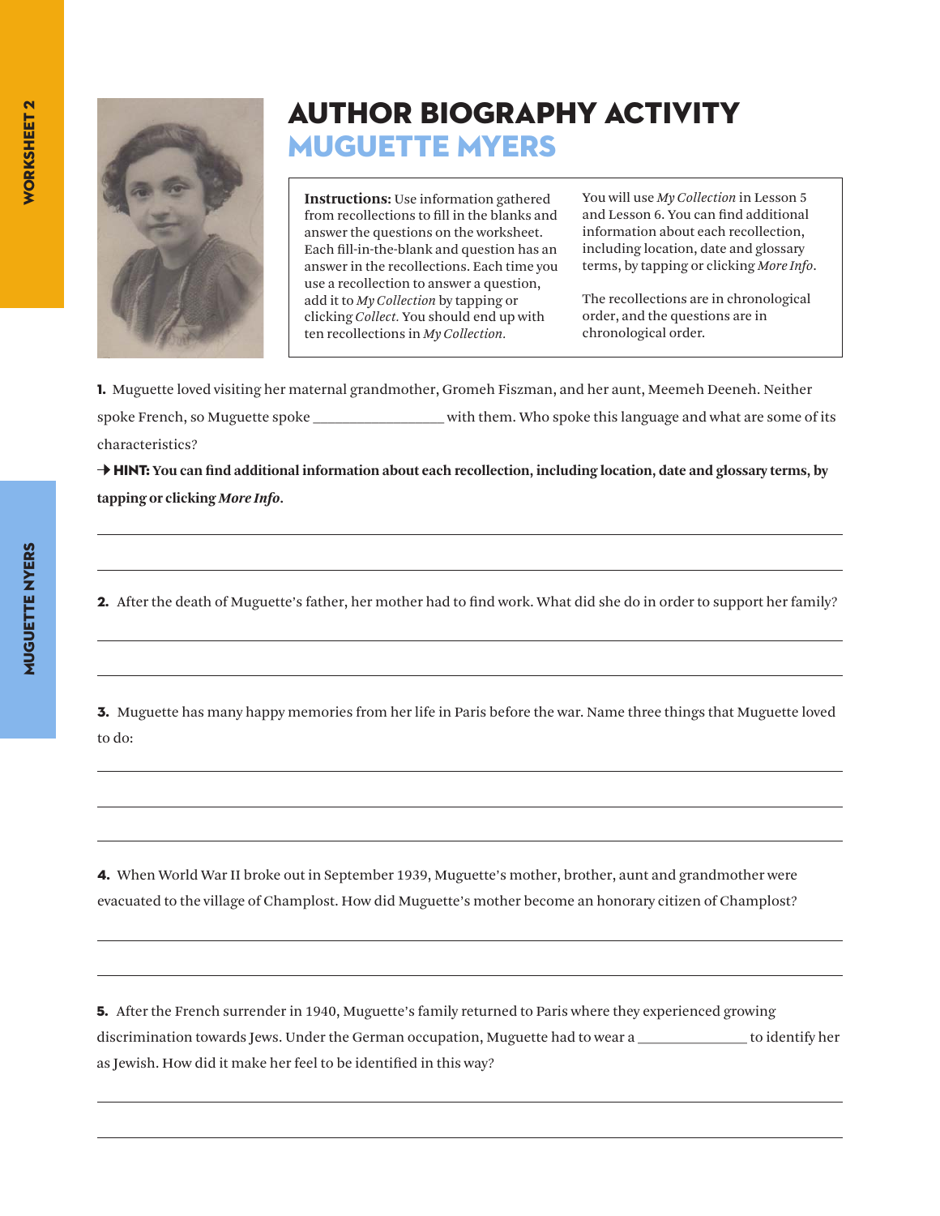# AUTHOR BIOGRAPHY ACTIVITY
## MUGUETTE MYERS

**Instructions:** Use information gathered from recollections to fill in the blanks and answer the questions on the worksheet. Each fill-in-the-blank and question has an answer in the recollections. Each time you use a recollection to answer a question, add it to *My Collection* by tapping or clicking *Collect*. You should end up with ten recollections in *My Collection*.

You will use *My Collection* in Lesson 5 and Lesson 6. You can find additional information about each recollection, including location, date and glossary terms, by tapping or clicking *More Info*.

The recollections are in chronological order, and the questions are in chronological order.

**1.** Muguette loved visiting her maternal grandmother, Gromeh Fiszman, and her aunt, Meemeh Deeneh. Neither spoke French, so Muguette spoke _________________ with them. Who spoke this language and what are some of its characteristics?

→ **HINT: You can find additional information about each recollection, including location, date and glossary terms, by tapping or clicking *More Info*.**

______________________________________________

______________________________________________

**2.** After the death of Muguette's father, her mother had to find work. What did she do in order to support her family?

______________________________________________

______________________________________________

**3.** Muguette has many happy memories from her life in Paris before the war. Name three things that Muguette loved to do:

______________________________________________

______________________________________________

______________________________________________

**4.** When World War II broke out in September 1939, Muguette's mother, brother, aunt and grandmother were evacuated to the village of Champlost. How did Muguette's mother become an honorary citizen of Champlost?

______________________________________________

______________________________________________

**5.** After the French surrender in 1940, Muguette's family returned to Paris where they experienced growing discrimination towards Jews. Under the German occupation, Muguette had to wear a ______________ to identify her as Jewish. How did it make her feel to be identified in this way?

______________________________________________

______________________________________________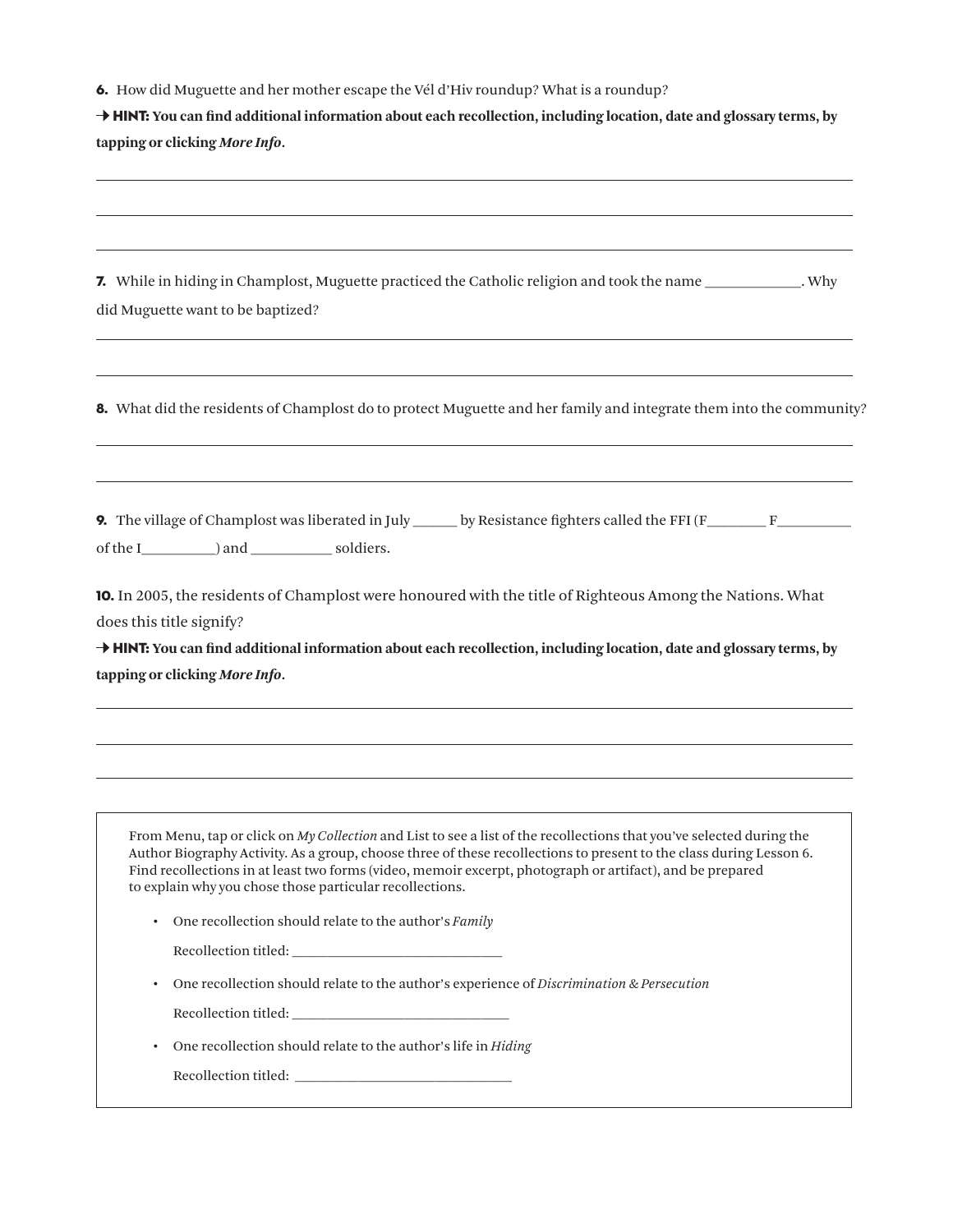**6.** How did Muguette and her mother escape the Vél d'Hiv roundup? What is a roundup?

→ **HINT: You can find additional information about each recollection, including location, date and glossary terms, by tapping or clicking *More Info*.**

______________________________________________________________________

______________________________________________________________________

______________________________________________________________________

**7.** While in hiding in Champlost, Muguette practiced the Catholic religion and took the name _____________. Why did Muguette want to be baptized?

______________________________________________________________________

______________________________________________________________________

**8.** What did the residents of Champlost do to protect Muguette and her family and integrate them into the community?

______________________________________________________________________

______________________________________________________________________

**9.** The village of Champlost was liberated in July ______ by Resistance fighters called the FFI (F________ F__________ of the I__________) and ___________ soldiers.

**10.** In 2005, the residents of Champlost were honoured with the title of Righteous Among the Nations. What does this title signify?

→ **HINT: You can find additional information about each recollection, including location, date and glossary terms, by tapping or clicking *More Info*.**

______________________________________________________________________

______________________________________________________________________

______________________________________________________________________

From Menu, tap or click on *My Collection* and List to see a list of the recollections that you've selected during the Author Biography Activity. As a group, choose three of these recollections to present to the class during Lesson 6. Find recollections in at least two forms (video, memoir excerpt, photograph or artifact), and be prepared to explain why you chose those particular recollections.

- One recollection should relate to the author's *Family*

  Recollection titled: ______________________________

- One recollection should relate to the author's experience of *Discrimination & Persecution*

  Recollection titled: ______________________________

- One recollection should relate to the author's life in *Hiding*

  Recollection titled: ______________________________